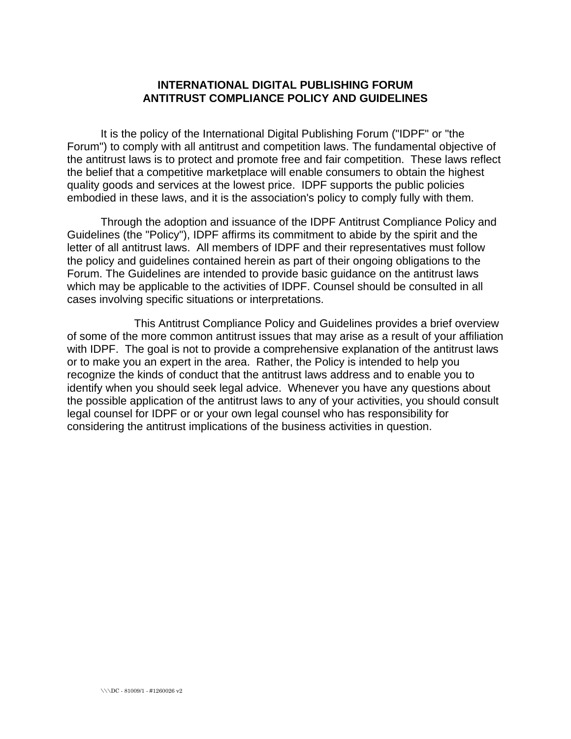# INTERNATIONAL DIGITAL PUBLISHING FORUM
# ANTITRUST COMPLIANCE POLICY AND GUIDELINES

It is the policy of the International Digital Publishing Forum ("IDPF" or "the Forum") to comply with all antitrust and competition laws. The fundamental objective of the antitrust laws is to protect and promote free and fair competition. These laws reflect the belief that a competitive marketplace will enable consumers to obtain the highest quality goods and services at the lowest price. IDPF supports the public policies embodied in these laws, and it is the association's policy to comply fully with them.

Through the adoption and issuance of the IDPF Antitrust Compliance Policy and Guidelines (the "Policy"), IDPF affirms its commitment to abide by the spirit and the letter of all antitrust laws. All members of IDPF and their representatives must follow the policy and guidelines contained herein as part of their ongoing obligations to the Forum. The Guidelines are intended to provide basic guidance on the antitrust laws which may be applicable to the activities of IDPF. Counsel should be consulted in all cases involving specific situations or interpretations.

This Antitrust Compliance Policy and Guidelines provides a brief overview of some of the more common antitrust issues that may arise as a result of your affiliation with IDPF. The goal is not to provide a comprehensive explanation of the antitrust laws or to make you an expert in the area. Rather, the Policy is intended to help you recognize the kinds of conduct that the antitrust laws address and to enable you to identify when you should seek legal advice. Whenever you have any questions about the possible application of the antitrust laws to any of your activities, you should consult legal counsel for IDPF or or your own legal counsel who has responsibility for considering the antitrust implications of the business activities in question.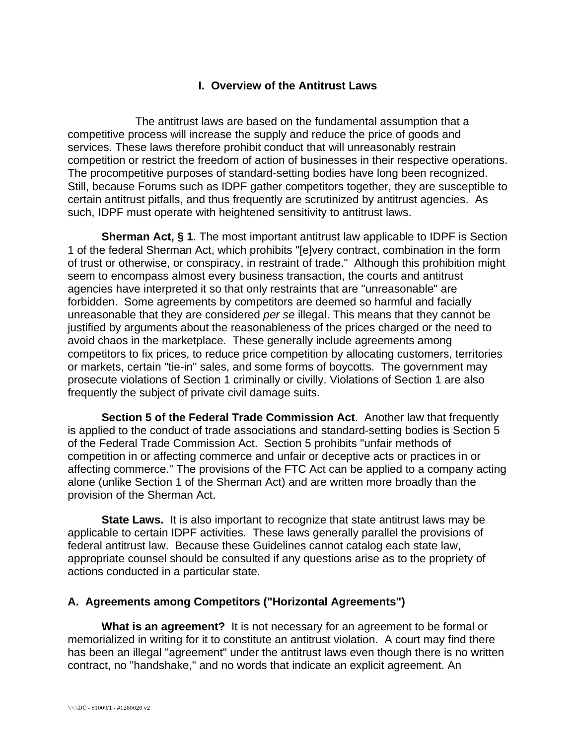## I. Overview of the Antitrust Laws

The antitrust laws are based on the fundamental assumption that a competitive process will increase the supply and reduce the price of goods and services. These laws therefore prohibit conduct that will unreasonably restrain competition or restrict the freedom of action of businesses in their respective operations. The procompetitive purposes of standard-setting bodies have long been recognized. Still, because Forums such as IDPF gather competitors together, they are susceptible to certain antitrust pitfalls, and thus frequently are scrutinized by antitrust agencies. As such, IDPF must operate with heightened sensitivity to antitrust laws.

**Sherman Act, § 1**. The most important antitrust law applicable to IDPF is Section 1 of the federal Sherman Act, which prohibits "[e]very contract, combination in the form of trust or otherwise, or conspiracy, in restraint of trade." Although this prohibition might seem to encompass almost every business transaction, the courts and antitrust agencies have interpreted it so that only restraints that are "unreasonable" are forbidden. Some agreements by competitors are deemed so harmful and facially unreasonable that they are considered *per se* illegal. This means that they cannot be justified by arguments about the reasonableness of the prices charged or the need to avoid chaos in the marketplace. These generally include agreements among competitors to fix prices, to reduce price competition by allocating customers, territories or markets, certain "tie-in" sales, and some forms of boycotts. The government may prosecute violations of Section 1 criminally or civilly. Violations of Section 1 are also frequently the subject of private civil damage suits.

**Section 5 of the Federal Trade Commission Act**. Another law that frequently is applied to the conduct of trade associations and standard-setting bodies is Section 5 of the Federal Trade Commission Act. Section 5 prohibits "unfair methods of competition in or affecting commerce and unfair or deceptive acts or practices in or affecting commerce." The provisions of the FTC Act can be applied to a company acting alone (unlike Section 1 of the Sherman Act) and are written more broadly than the provision of the Sherman Act.

**State Laws.** It is also important to recognize that state antitrust laws may be applicable to certain IDPF activities. These laws generally parallel the provisions of federal antitrust law. Because these Guidelines cannot catalog each state law, appropriate counsel should be consulted if any questions arise as to the propriety of actions conducted in a particular state.

### A. Agreements among Competitors ("Horizontal Agreements")

**What is an agreement?** It is not necessary for an agreement to be formal or memorialized in writing for it to constitute an antitrust violation. A court may find there has been an illegal "agreement" under the antitrust laws even though there is no written contract, no "handshake," and no words that indicate an explicit agreement. An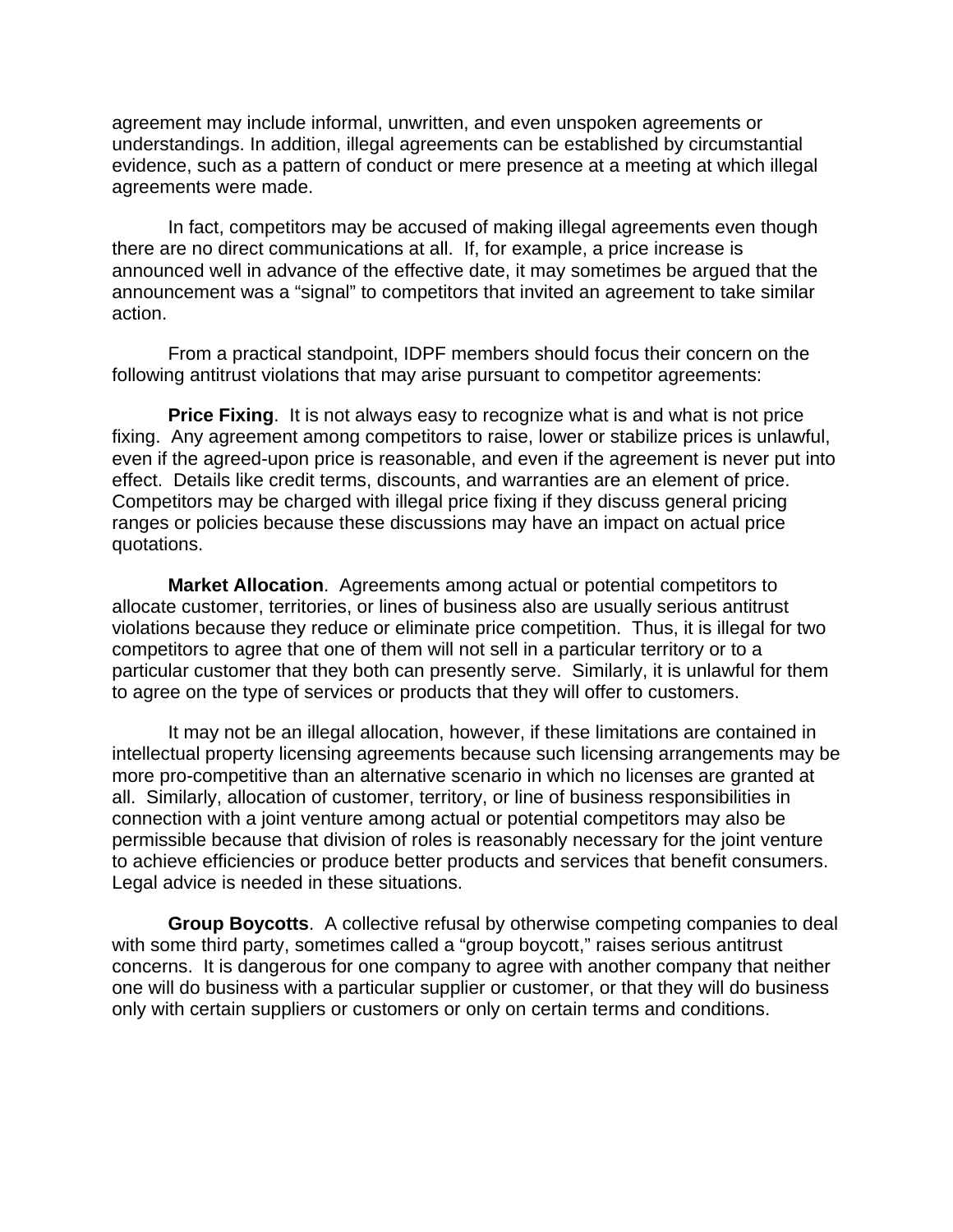agreement may include informal, unwritten, and even unspoken agreements or understandings. In addition, illegal agreements can be established by circumstantial evidence, such as a pattern of conduct or mere presence at a meeting at which illegal agreements were made.

In fact, competitors may be accused of making illegal agreements even though there are no direct communications at all. If, for example, a price increase is announced well in advance of the effective date, it may sometimes be argued that the announcement was a "signal" to competitors that invited an agreement to take similar action.

From a practical standpoint, IDPF members should focus their concern on the following antitrust violations that may arise pursuant to competitor agreements:

**Price Fixing**. It is not always easy to recognize what is and what is not price fixing. Any agreement among competitors to raise, lower or stabilize prices is unlawful, even if the agreed-upon price is reasonable, and even if the agreement is never put into effect. Details like credit terms, discounts, and warranties are an element of price. Competitors may be charged with illegal price fixing if they discuss general pricing ranges or policies because these discussions may have an impact on actual price quotations.

**Market Allocation**. Agreements among actual or potential competitors to allocate customer, territories, or lines of business also are usually serious antitrust violations because they reduce or eliminate price competition. Thus, it is illegal for two competitors to agree that one of them will not sell in a particular territory or to a particular customer that they both can presently serve. Similarly, it is unlawful for them to agree on the type of services or products that they will offer to customers.

It may not be an illegal allocation, however, if these limitations are contained in intellectual property licensing agreements because such licensing arrangements may be more pro-competitive than an alternative scenario in which no licenses are granted at all. Similarly, allocation of customer, territory, or line of business responsibilities in connection with a joint venture among actual or potential competitors may also be permissible because that division of roles is reasonably necessary for the joint venture to achieve efficiencies or produce better products and services that benefit consumers. Legal advice is needed in these situations.

**Group Boycotts**. A collective refusal by otherwise competing companies to deal with some third party, sometimes called a "group boycott," raises serious antitrust concerns. It is dangerous for one company to agree with another company that neither one will do business with a particular supplier or customer, or that they will do business only with certain suppliers or customers or only on certain terms and conditions.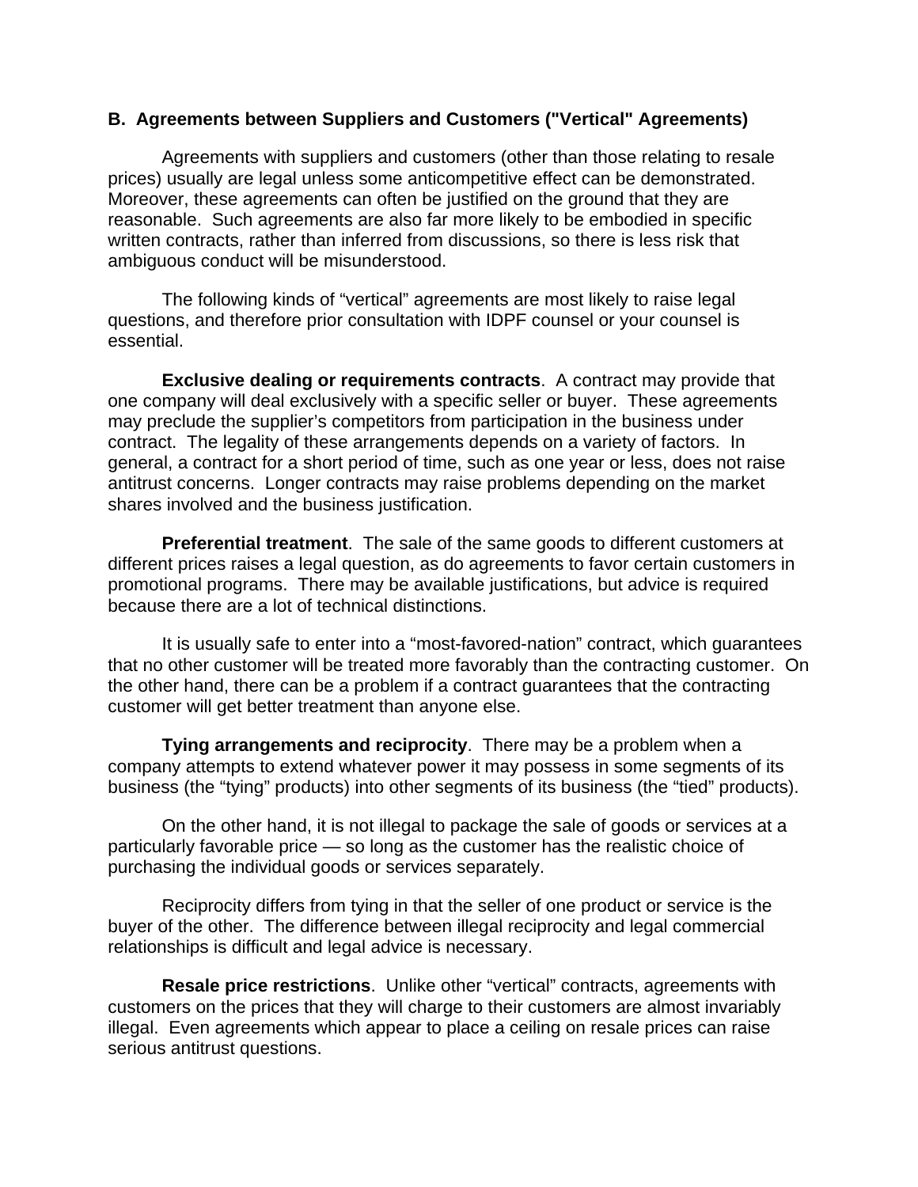### B. Agreements between Suppliers and Customers ("Vertical" Agreements)

Agreements with suppliers and customers (other than those relating to resale prices) usually are legal unless some anticompetitive effect can be demonstrated. Moreover, these agreements can often be justified on the ground that they are reasonable. Such agreements are also far more likely to be embodied in specific written contracts, rather than inferred from discussions, so there is less risk that ambiguous conduct will be misunderstood.

The following kinds of "vertical" agreements are most likely to raise legal questions, and therefore prior consultation with IDPF counsel or your counsel is essential.

**Exclusive dealing or requirements contracts**. A contract may provide that one company will deal exclusively with a specific seller or buyer. These agreements may preclude the supplier's competitors from participation in the business under contract. The legality of these arrangements depends on a variety of factors. In general, a contract for a short period of time, such as one year or less, does not raise antitrust concerns. Longer contracts may raise problems depending on the market shares involved and the business justification.

**Preferential treatment**. The sale of the same goods to different customers at different prices raises a legal question, as do agreements to favor certain customers in promotional programs. There may be available justifications, but advice is required because there are a lot of technical distinctions.

It is usually safe to enter into a "most-favored-nation" contract, which guarantees that no other customer will be treated more favorably than the contracting customer. On the other hand, there can be a problem if a contract guarantees that the contracting customer will get better treatment than anyone else.

**Tying arrangements and reciprocity**. There may be a problem when a company attempts to extend whatever power it may possess in some segments of its business (the "tying" products) into other segments of its business (the "tied" products).

On the other hand, it is not illegal to package the sale of goods or services at a particularly favorable price — so long as the customer has the realistic choice of purchasing the individual goods or services separately.

Reciprocity differs from tying in that the seller of one product or service is the buyer of the other. The difference between illegal reciprocity and legal commercial relationships is difficult and legal advice is necessary.

**Resale price restrictions**. Unlike other "vertical" contracts, agreements with customers on the prices that they will charge to their customers are almost invariably illegal. Even agreements which appear to place a ceiling on resale prices can raise serious antitrust questions.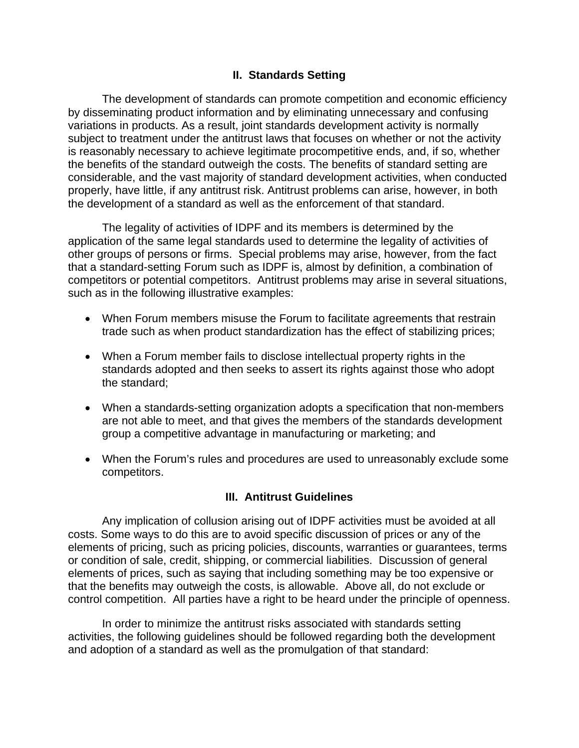## II. Standards Setting

The development of standards can promote competition and economic efficiency by disseminating product information and by eliminating unnecessary and confusing variations in products. As a result, joint standards development activity is normally subject to treatment under the antitrust laws that focuses on whether or not the activity is reasonably necessary to achieve legitimate procompetitive ends, and, if so, whether the benefits of the standard outweigh the costs. The benefits of standard setting are considerable, and the vast majority of standard development activities, when conducted properly, have little, if any antitrust risk. Antitrust problems can arise, however, in both the development of a standard as well as the enforcement of that standard.

The legality of activities of IDPF and its members is determined by the application of the same legal standards used to determine the legality of activities of other groups of persons or firms. Special problems may arise, however, from the fact that a standard-setting Forum such as IDPF is, almost by definition, a combination of competitors or potential competitors. Antitrust problems may arise in several situations, such as in the following illustrative examples:

- When Forum members misuse the Forum to facilitate agreements that restrain trade such as when product standardization has the effect of stabilizing prices;
- When a Forum member fails to disclose intellectual property rights in the standards adopted and then seeks to assert its rights against those who adopt the standard;
- When a standards-setting organization adopts a specification that non-members are not able to meet, and that gives the members of the standards development group a competitive advantage in manufacturing or marketing; and
- When the Forum's rules and procedures are used to unreasonably exclude some competitors.

## III. Antitrust Guidelines

Any implication of collusion arising out of IDPF activities must be avoided at all costs. Some ways to do this are to avoid specific discussion of prices or any of the elements of pricing, such as pricing policies, discounts, warranties or guarantees, terms or condition of sale, credit, shipping, or commercial liabilities. Discussion of general elements of prices, such as saying that including something may be too expensive or that the benefits may outweigh the costs, is allowable. Above all, do not exclude or control competition. All parties have a right to be heard under the principle of openness.

In order to minimize the antitrust risks associated with standards setting activities, the following guidelines should be followed regarding both the development and adoption of a standard as well as the promulgation of that standard: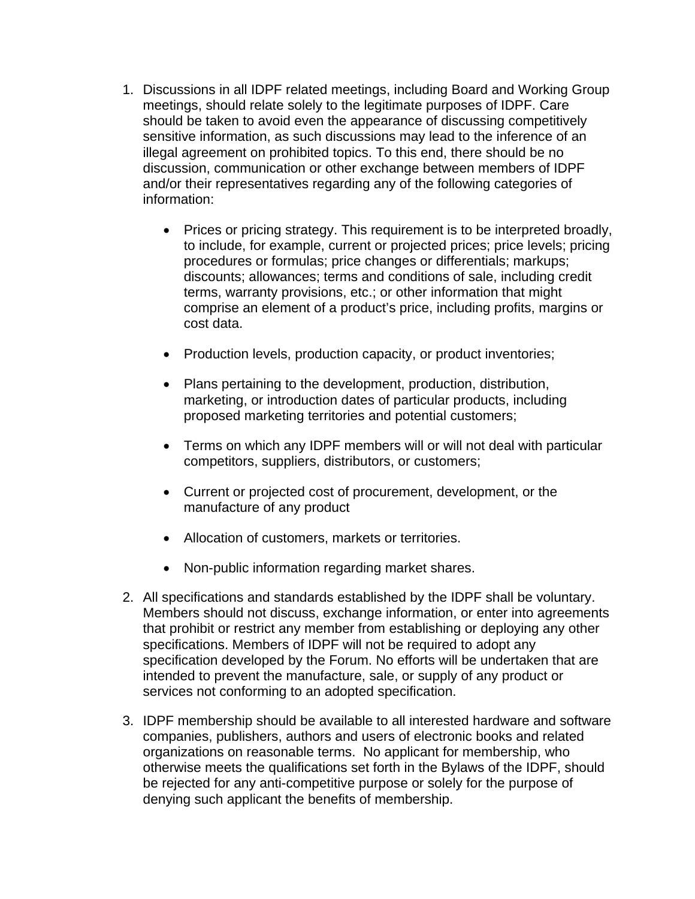1. Discussions in all IDPF related meetings, including Board and Working Group meetings, should relate solely to the legitimate purposes of IDPF. Care should be taken to avoid even the appearance of discussing competitively sensitive information, as such discussions may lead to the inference of an illegal agreement on prohibited topics. To this end, there should be no discussion, communication or other exchange between members of IDPF and/or their representatives regarding any of the following categories of information:

   - Prices or pricing strategy. This requirement is to be interpreted broadly, to include, for example, current or projected prices; price levels; pricing procedures or formulas; price changes or differentials; markups; discounts; allowances; terms and conditions of sale, including credit terms, warranty provisions, etc.; or other information that might comprise an element of a product's price, including profits, margins or cost data.

   - Production levels, production capacity, or product inventories;

   - Plans pertaining to the development, production, distribution, marketing, or introduction dates of particular products, including proposed marketing territories and potential customers;

   - Terms on which any IDPF members will or will not deal with particular competitors, suppliers, distributors, or customers;

   - Current or projected cost of procurement, development, or the manufacture of any product

   - Allocation of customers, markets or territories.

   - Non-public information regarding market shares.

2. All specifications and standards established by the IDPF shall be voluntary. Members should not discuss, exchange information, or enter into agreements that prohibit or restrict any member from establishing or deploying any other specifications. Members of IDPF will not be required to adopt any specification developed by the Forum. No efforts will be undertaken that are intended to prevent the manufacture, sale, or supply of any product or services not conforming to an adopted specification.

3. IDPF membership should be available to all interested hardware and software companies, publishers, authors and users of electronic books and related organizations on reasonable terms. No applicant for membership, who otherwise meets the qualifications set forth in the Bylaws of the IDPF, should be rejected for any anti-competitive purpose or solely for the purpose of denying such applicant the benefits of membership.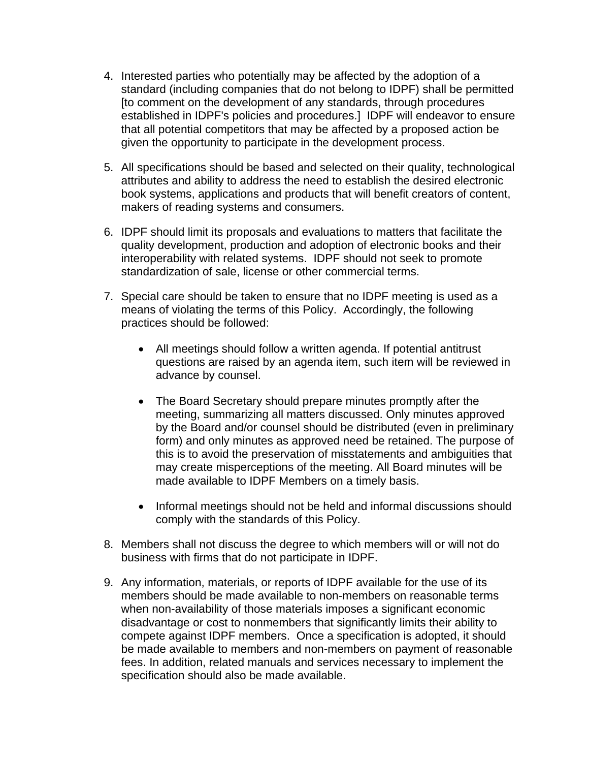4. Interested parties who potentially may be affected by the adoption of a standard (including companies that do not belong to IDPF) shall be permitted [to comment on the development of any standards, through procedures established in IDPF's policies and procedures.] IDPF will endeavor to ensure that all potential competitors that may be affected by a proposed action be given the opportunity to participate in the development process.

5. All specifications should be based and selected on their quality, technological attributes and ability to address the need to establish the desired electronic book systems, applications and products that will benefit creators of content, makers of reading systems and consumers.

6. IDPF should limit its proposals and evaluations to matters that facilitate the quality development, production and adoption of electronic books and their interoperability with related systems. IDPF should not seek to promote standardization of sale, license or other commercial terms.

7. Special care should be taken to ensure that no IDPF meeting is used as a means of violating the terms of this Policy. Accordingly, the following practices should be followed:

    - All meetings should follow a written agenda. If potential antitrust questions are raised by an agenda item, such item will be reviewed in advance by counsel.

    - The Board Secretary should prepare minutes promptly after the meeting, summarizing all matters discussed. Only minutes approved by the Board and/or counsel should be distributed (even in preliminary form) and only minutes as approved need be retained. The purpose of this is to avoid the preservation of misstatements and ambiguities that may create misperceptions of the meeting. All Board minutes will be made available to IDPF Members on a timely basis.

    - Informal meetings should not be held and informal discussions should comply with the standards of this Policy.

8. Members shall not discuss the degree to which members will or will not do business with firms that do not participate in IDPF.

9. Any information, materials, or reports of IDPF available for the use of its members should be made available to non-members on reasonable terms when non-availability of those materials imposes a significant economic disadvantage or cost to nonmembers that significantly limits their ability to compete against IDPF members. Once a specification is adopted, it should be made available to members and non-members on payment of reasonable fees. In addition, related manuals and services necessary to implement the specification should also be made available.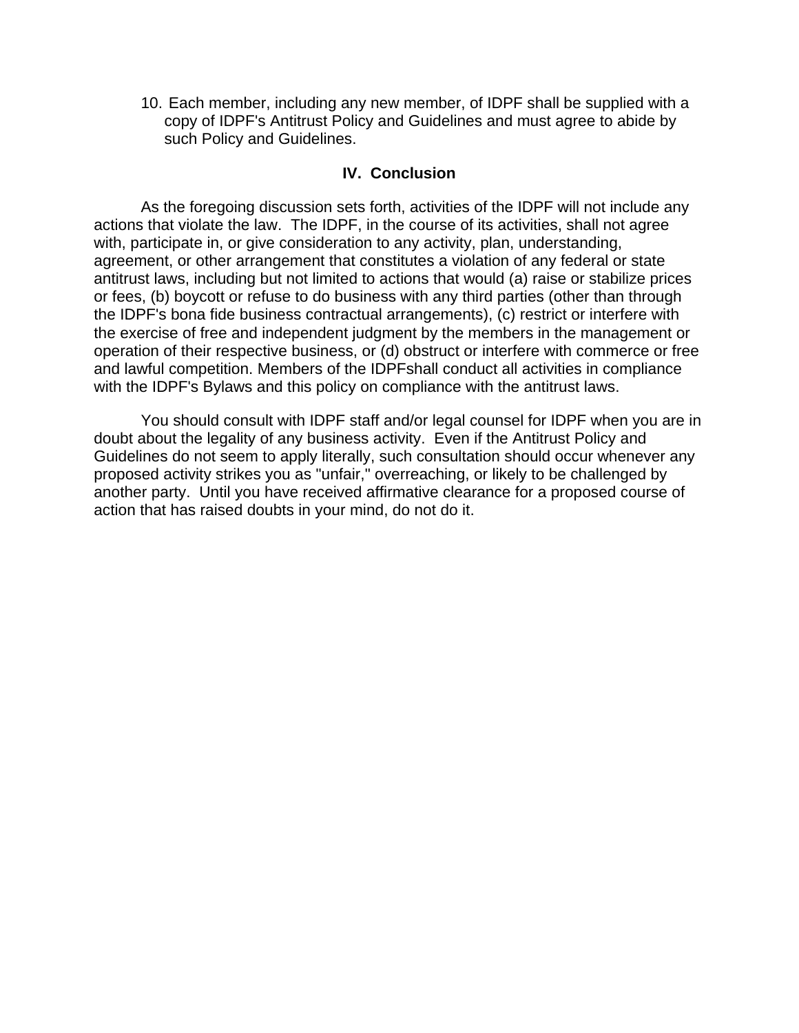10. Each member, including any new member, of IDPF shall be supplied with a copy of IDPF's Antitrust Policy and Guidelines and must agree to abide by such Policy and Guidelines.

## IV. Conclusion

As the foregoing discussion sets forth, activities of the IDPF will not include any actions that violate the law. The IDPF, in the course of its activities, shall not agree with, participate in, or give consideration to any activity, plan, understanding, agreement, or other arrangement that constitutes a violation of any federal or state antitrust laws, including but not limited to actions that would (a) raise or stabilize prices or fees, (b) boycott or refuse to do business with any third parties (other than through the IDPF's bona fide business contractual arrangements), (c) restrict or interfere with the exercise of free and independent judgment by the members in the management or operation of their respective business, or (d) obstruct or interfere with commerce or free and lawful competition. Members of the IDPFshall conduct all activities in compliance with the IDPF's Bylaws and this policy on compliance with the antitrust laws.

You should consult with IDPF staff and/or legal counsel for IDPF when you are in doubt about the legality of any business activity. Even if the Antitrust Policy and Guidelines do not seem to apply literally, such consultation should occur whenever any proposed activity strikes you as "unfair," overreaching, or likely to be challenged by another party. Until you have received affirmative clearance for a proposed course of action that has raised doubts in your mind, do not do it.